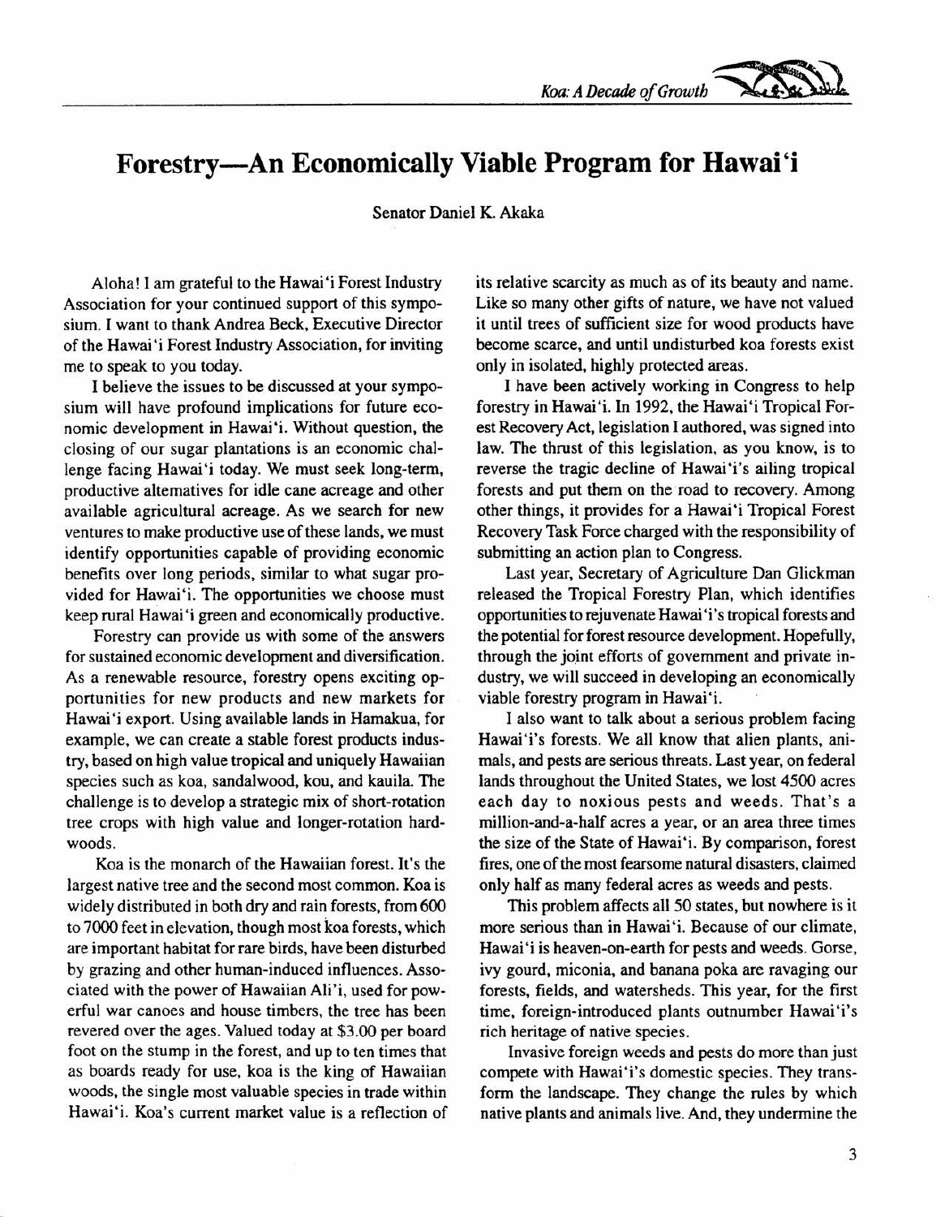// Forestry—An Economically Viable Program for Hawai'i

Senator Daniel K. Akaka

Aloha! I am grateful to the Hawai'i Forest Industry Association for your continued support of this symposium. I want to thank Andrea Beck, Executive Director of the Hawai'i Forest Industry Association, for inviting me to speak to you today.

I believe the issues to be discussed at your symposium will have profound implications for future economic development in Hawai'i. Without question, the closing of our sugar plantations is an economic challenge facing Hawai'i today. We must seek long-term, productive alternatives for idle cane acreage and other available agricultural acreage. As we search for new ventures to make productive use of these lands, we must identify opportunities capable of providing economic benefits over long periods, similar to what sugar provided for Hawai'i. The opportunities we choose must keep rural Hawai'i green and economically productive.

Forestry can provide us with some of the answers for sustained economic development and diversification. As a renewable resource, forestry opens exciting opportunities for new products and new markets for Hawai'i export. Using available lands in Hamakua, for example, we can create a stable forest products industry, based on high value tropical and uniquely Hawaiian species such as koa, sandalwood, kou, and kauila. The challenge is to develop a strategic mix of short-rotation tree crops with high value and longer-rotation hardwoods.

Koa is the monarch of the Hawaiian forest. It's the largest native tree and the second most common. Koa is widely distributed in both dry and rain forests, from 600 to 7000 feet in elevation, though most koa forests, which are important habitat for rare birds, have been disturbed by grazing and other human-induced influences. Associated with the power of Hawaiian Ali'i, used for powerful war canoes and house timbers, the tree has been revered over the ages. Valued today at $3.00 per board foot on the stump in the forest, and up to ten times that as boards ready for use, koa is the king of Hawaiian woods, the single most valuable species in trade within Hawai'i. Koa's current market value is a reflection of its relative scarcity as much as of its beauty and name. Like so many other gifts of nature, we have not valued it until trees of sufficient size for wood products have become scarce, and until undisturbed koa forests exist only in isolated, highly protected areas.

I have been actively working in Congress to help forestry in Hawai'i. In 1992, the Hawai'i Tropical Forest Recovery Act, legislation I authored, was signed into law. The thrust of this legislation, as you know, is to reverse the tragic decline of Hawai'i's ailing tropical forests and put them on the road to recovery. Among other things, it provides for a Hawai'i Tropical Forest Recovery Task Force charged with the responsibility of submitting an action plan to Congress.

Last year, Secretary of Agriculture Dan Glickman released the Tropical Forestry Plan, which identifies opportunities to rejuvenate Hawai'i's tropical forests and the potential for forest resource development. Hopefully, through the joint efforts of government and private industry, we will succeed in developing an economically viable forestry program in Hawai'i.

I also want to talk about a serious problem facing Hawai'i's forests. We all know that alien plants, animals, and pests are serious threats. Last year, on federal lands throughout the United States, we lost 4500 acres each day to noxious pests and weeds. That's a million-and-a-half acres a year, or an area three times the size of the State of Hawai'i. By comparison, forest fires, one of the most fearsome natural disasters, claimed only half as many federal acres as weeds and pests.

This problem affects all 50 states, but nowhere is it more serious than in Hawai'i. Because of our climate, Hawai'i is heaven-on-earth for pests and weeds. Gorse, ivy gourd, miconia, and banana poka are ravaging our forests, fields, and watersheds. This year, for the first time, foreign-introduced plants outnumber Hawai'i's rich heritage of native species.

Invasive foreign weeds and pests do more than just compete with Hawai'i's domestic species. They transform the landscape. They change the rules by which native plants and animals live. And, they undermine the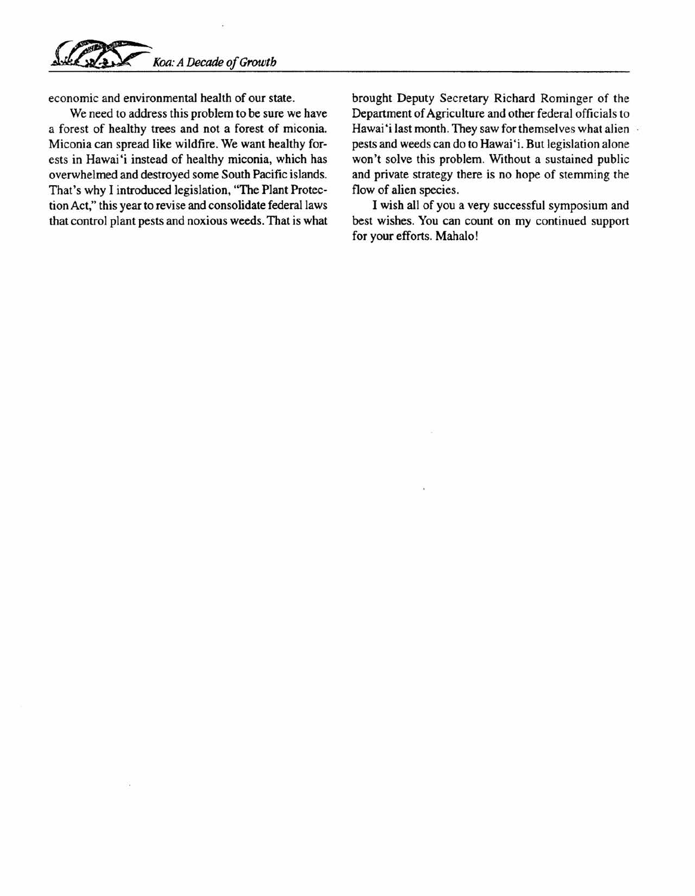economic and environmental health of our state.

We need to address this problem to be sure we have a forest of healthy trees and not a forest of miconia. Miconia can spread like wildfire. We want healthy forests in Hawai'i instead of healthy miconia, which has overwhelmed and destroyed some South Pacific islands. That's why I introduced legislation, "The Plant Protection Act," this year to revise and consolidate federal laws that control plant pests and noxious weeds. That is what brought Deputy Secretary Richard Rominger of the Department of Agriculture and other federal officials to Hawai'i last month. They saw for themselves what alien pests and weeds can do to Hawai'i. But legislation alone won't solve this problem. Without a sustained public and private strategy there is no hope of stemming the flow of alien species.

I wish all of you a very successful symposium and best wishes. You can count on my continued support for your efforts. Mahalo!